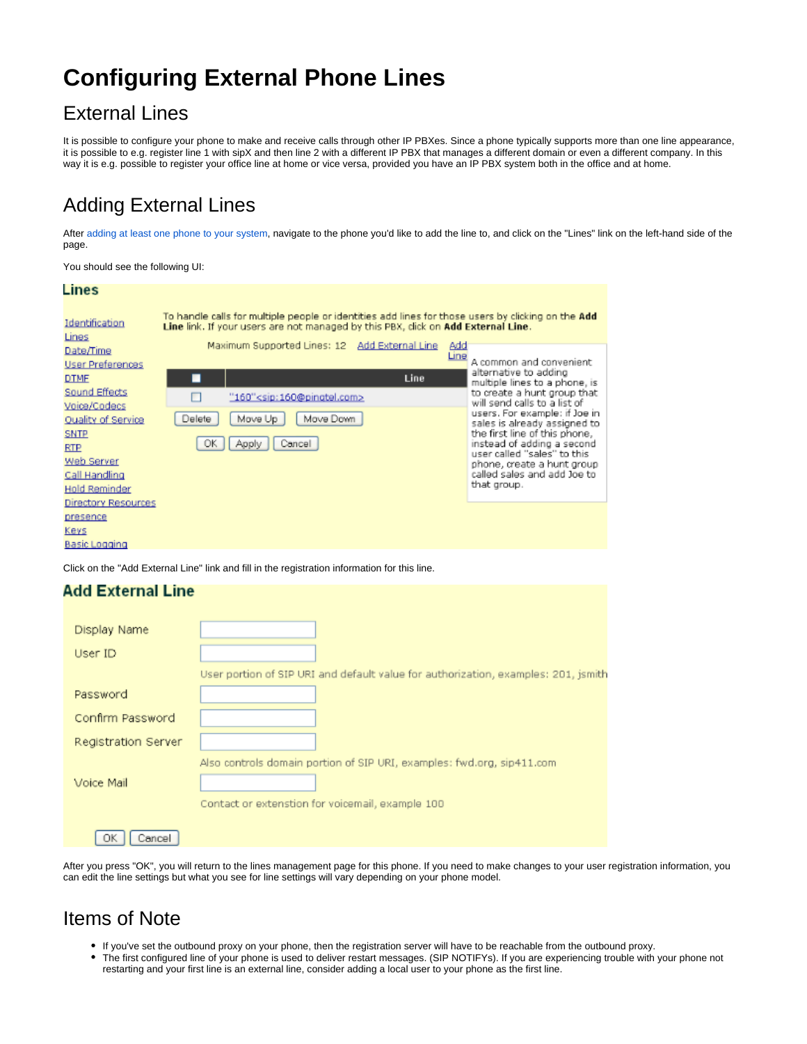# Configuring External Phone Lines

## External Lines

It is possible to configure your phone to make and receive calls through other IP PBXes. Since a phone typically supports more than one line appearance, it is possible to e.g. register line 1 with sipX and then line 2 with a different IP PBX that manages a different domain or even a different company. In this way it is e.g. possible to register your office line at home or vice versa, provided you have an IP PBX system both in the office and at home.

## Adding External Lines

After adding at least one phone to your system, navigate to the phone you'd like to add the line to, and click on the "Lines" link on the left-hand side of the page.

You should see the following UI:

**Lines**

Identification
Lines
Date/Time
User Preferences
DTMF
Sound Effects
Voice/Codecs
Quality of Service
SNTP
RTP
Web Server
Call Handling
Hold Reminder
Directory Resources
presence
Keys
Basic Logging

To handle calls for multiple people or identities add lines for those users by clicking on the **Add Line** link. If your users are not managed by this PBX, click on **Add External Line**.

Maximum Supported Lines: 12 Add External Line Add Line

| ☐ | Line |
|---|---|
| ☐ | "160"<sip:160@pingtel.com> |

Delete | Move Up | Move Down

OK | Apply | Cancel

A common and convenient alternative to adding multiple lines to a phone, is to create a hunt group that will send calls to a list of users. For example: if Joe in sales is already assigned to the first line of this phone, instead of adding a second user called "sales" to this phone, create a hunt group called sales and add Joe to that group.

Click on the "Add External Line" link and fill in the registration information for this line.

**Add External Line**

Display Name

User ID

User portion of SIP URI and default value for authorization, examples: 201, jsmith

Password

Confirm Password

Registration Server

Also controls domain portion of SIP URI, examples: fwd.org, sip411.com

Voice Mail

Contact or extenstion for voicemail, example 100

OK | Cancel

After you press "OK", you will return to the lines management page for this phone. If you need to make changes to your user registration information, you can edit the line settings but what you see for line settings will vary depending on your phone model.

## Items of Note

- If you've set the outbound proxy on your phone, then the registration server will have to be reachable from the outbound proxy.
- The first configured line of your phone is used to deliver restart messages. (SIP NOTIFYs). If you are experiencing trouble with your phone not restarting and your first line is an external line, consider adding a local user to your phone as the first line.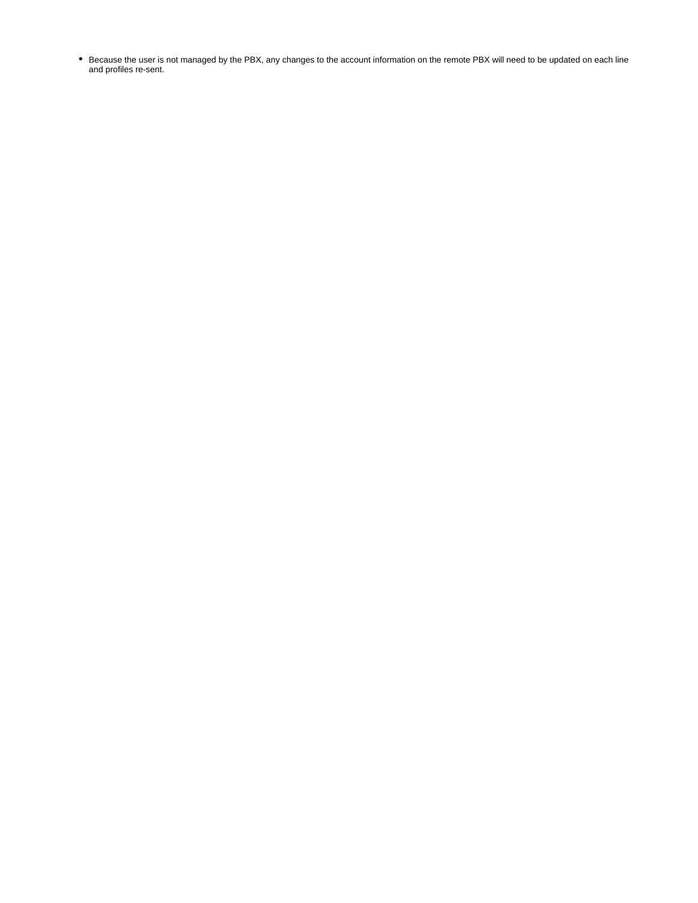- Because the user is not managed by the PBX, any changes to the account information on the remote PBX will need to be updated on each line and profiles re-sent.